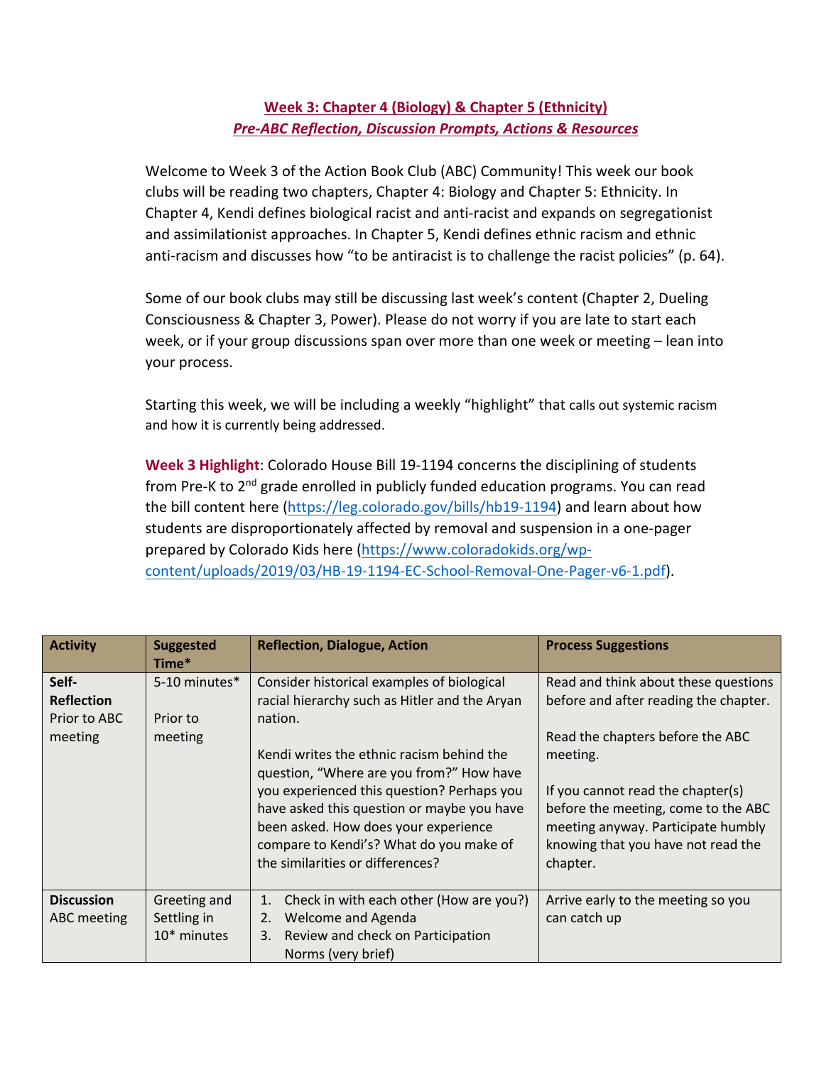# Week 3: Chapter 4 (Biology) & Chapter 5 (Ethnicity)

## *Pre-ABC Reflection, Discussion Prompts, Actions & Resources*

Welcome to Week 3 of the Action Book Club (ABC) Community! This week our book clubs will be reading two chapters, Chapter 4: Biology and Chapter 5: Ethnicity. In Chapter 4, Kendi defines biological racist and anti-racist and expands on segregationist and assimilationist approaches. In Chapter 5, Kendi defines ethnic racism and ethnic anti-racism and discusses how "to be antiracist is to challenge the racist policies" (p. 64).

Some of our book clubs may still be discussing last week's content (Chapter 2, Dueling Consciousness & Chapter 3, Power). Please do not worry if you are late to start each week, or if your group discussions span over more than one week or meeting – lean into your process.

Starting this week, we will be including a weekly "highlight" that calls out systemic racism and how it is currently being addressed.

**Week 3 Highlight**: Colorado House Bill 19-1194 concerns the disciplining of students from Pre-K to 2nd grade enrolled in publicly funded education programs. You can read the bill content here (https://leg.colorado.gov/bills/hb19-1194) and learn about how students are disproportionately affected by removal and suspension in a one-pager prepared by Colorado Kids here (https://www.coloradokids.org/wp-content/uploads/2019/03/HB-19-1194-EC-School-Removal-One-Pager-v6-1.pdf).

| Activity | Suggested Time* | Reflection, Dialogue, Action | Process Suggestions |
|---|---|---|---|
| **Self-Reflection** Prior to ABC meeting | 5-10 minutes* Prior to meeting | Consider historical examples of biological racial hierarchy such as Hitler and the Aryan nation.<br><br>Kendi writes the ethnic racism behind the question, "Where are you from?" How have you experienced this question? Perhaps you have asked this question or maybe you have been asked. How does your experience compare to Kendi's? What do you make of the similarities or differences? | Read and think about these questions before and after reading the chapter.<br><br>Read the chapters before the ABC meeting.<br><br>If you cannot read the chapter(s) before the meeting, come to the ABC meeting anyway. Participate humbly knowing that you have not read the chapter. |
| **Discussion** ABC meeting | Greeting and Settling in 10* minutes | 1. Check in with each other (How are you?)<br>2. Welcome and Agenda<br>3. Review and check on Participation Norms (very brief) | Arrive early to the meeting so you can catch up |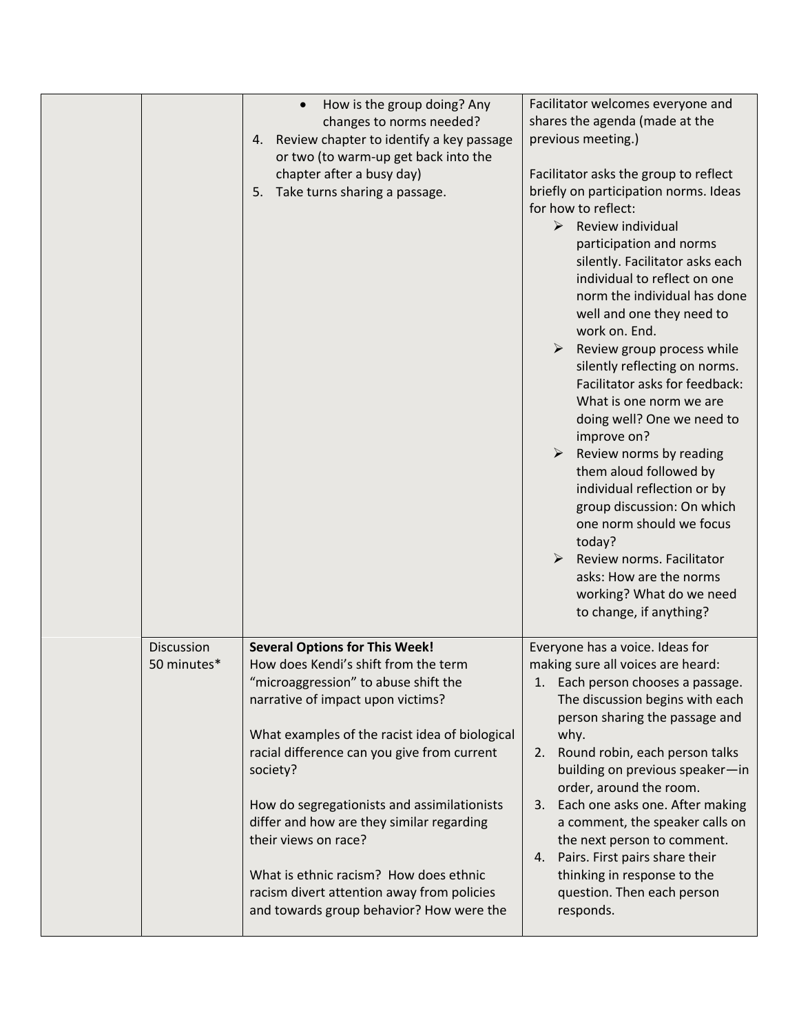| | | | |
|---|---|---|---|
| | | • How is the group doing? Any changes to norms needed?<br>4. Review chapter to identify a key passage or two (to warm-up get back into the chapter after a busy day)<br>5. Take turns sharing a passage. | Facilitator welcomes everyone and shares the agenda (made at the previous meeting.)<br><br>Facilitator asks the group to reflect briefly on participation norms. Ideas for how to reflect:<br>➢ Review individual participation and norms silently. Facilitator asks each individual to reflect on one norm the individual has done well and one they need to work on. End.<br>➢ Review group process while silently reflecting on norms. Facilitator asks for feedback: What is one norm we are doing well? One we need to improve on?<br>➢ Review norms by reading them aloud followed by individual reflection or by group discussion: On which one norm should we focus today?<br>➢ Review norms. Facilitator asks: How are the norms working? What do we need to change, if anything? |
| | Discussion 50 minutes* | **Several Options for This Week!**<br>How does Kendi's shift from the term "microaggression" to abuse shift the narrative of impact upon victims?<br><br>What examples of the racist idea of biological racial difference can you give from current society?<br><br>How do segregationists and assimilationists differ and how are they similar regarding their views on race?<br><br>What is ethnic racism? How does ethnic racism divert attention away from policies and towards group behavior? How were the | Everyone has a voice. Ideas for making sure all voices are heard:<br>1. Each person chooses a passage. The discussion begins with each person sharing the passage and why.<br>2. Round robin, each person talks building on previous speaker—in order, around the room.<br>3. Each one asks one. After making a comment, the speaker calls on the next person to comment.<br>4. Pairs. First pairs share their thinking in response to the question. Then each person responds. |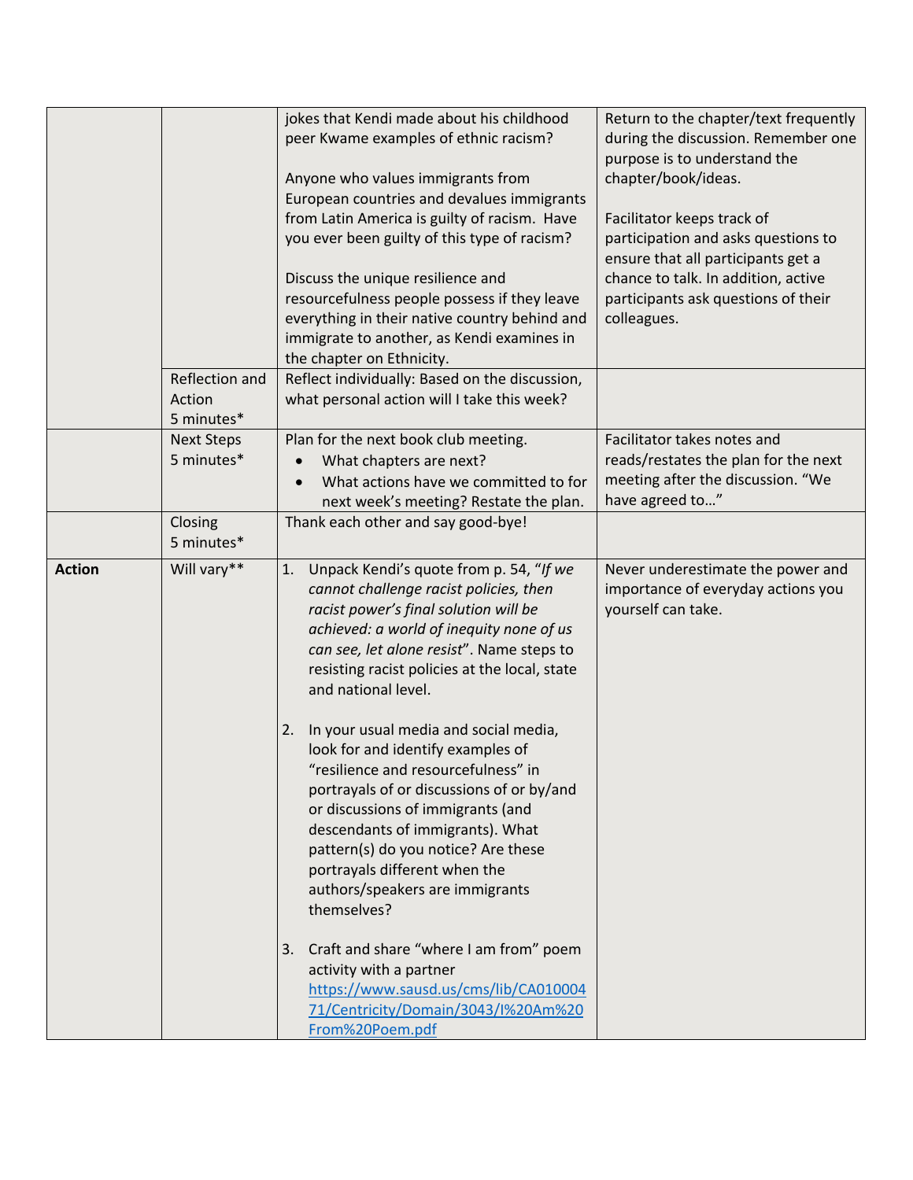| | | | |
|---|---|---|---|
| | | jokes that Kendi made about his childhood peer Kwame examples of ethnic racism?<br><br>Anyone who values immigrants from European countries and devalues immigrants from Latin America is guilty of racism. Have you ever been guilty of this type of racism?<br><br>Discuss the unique resilience and resourcefulness people possess if they leave everything in their native country behind and immigrate to another, as Kendi examines in the chapter on Ethnicity. | Return to the chapter/text frequently during the discussion. Remember one purpose is to understand the chapter/book/ideas.<br><br>Facilitator keeps track of participation and asks questions to ensure that all participants get a chance to talk. In addition, active participants ask questions of their colleagues. |
| | Reflection and Action<br>5 minutes* | Reflect individually: Based on the discussion, what personal action will I take this week? | |
| | Next Steps<br>5 minutes* | Plan for the next book club meeting.<br>• What chapters are next?<br>• What actions have we committed to for next week's meeting? Restate the plan. | Facilitator takes notes and reads/restates the plan for the next meeting after the discussion. "We have agreed to…" |
| | Closing<br>5 minutes* | Thank each other and say good-bye! | |
| **Action** | Will vary** | 1. Unpack Kendi's quote from p. 54, "*If we cannot challenge racist policies, then racist power's final solution will be achieved: a world of inequity none of us can see, let alone resist*". Name steps to resisting racist policies at the local, state and national level.<br><br>2. In your usual media and social media, look for and identify examples of "resilience and resourcefulness" in portrayals of or discussions of or by/and or discussions of immigrants (and descendants of immigrants). What pattern(s) do you notice? Are these portrayals different when the authors/speakers are immigrants themselves?<br><br>3. Craft and share "where I am from" poem activity with a partner https://www.sausd.us/cms/lib/CA01000471/Centricity/Domain/3043/I%20Am%20From%20Poem.pdf | Never underestimate the power and importance of everyday actions you yourself can take. |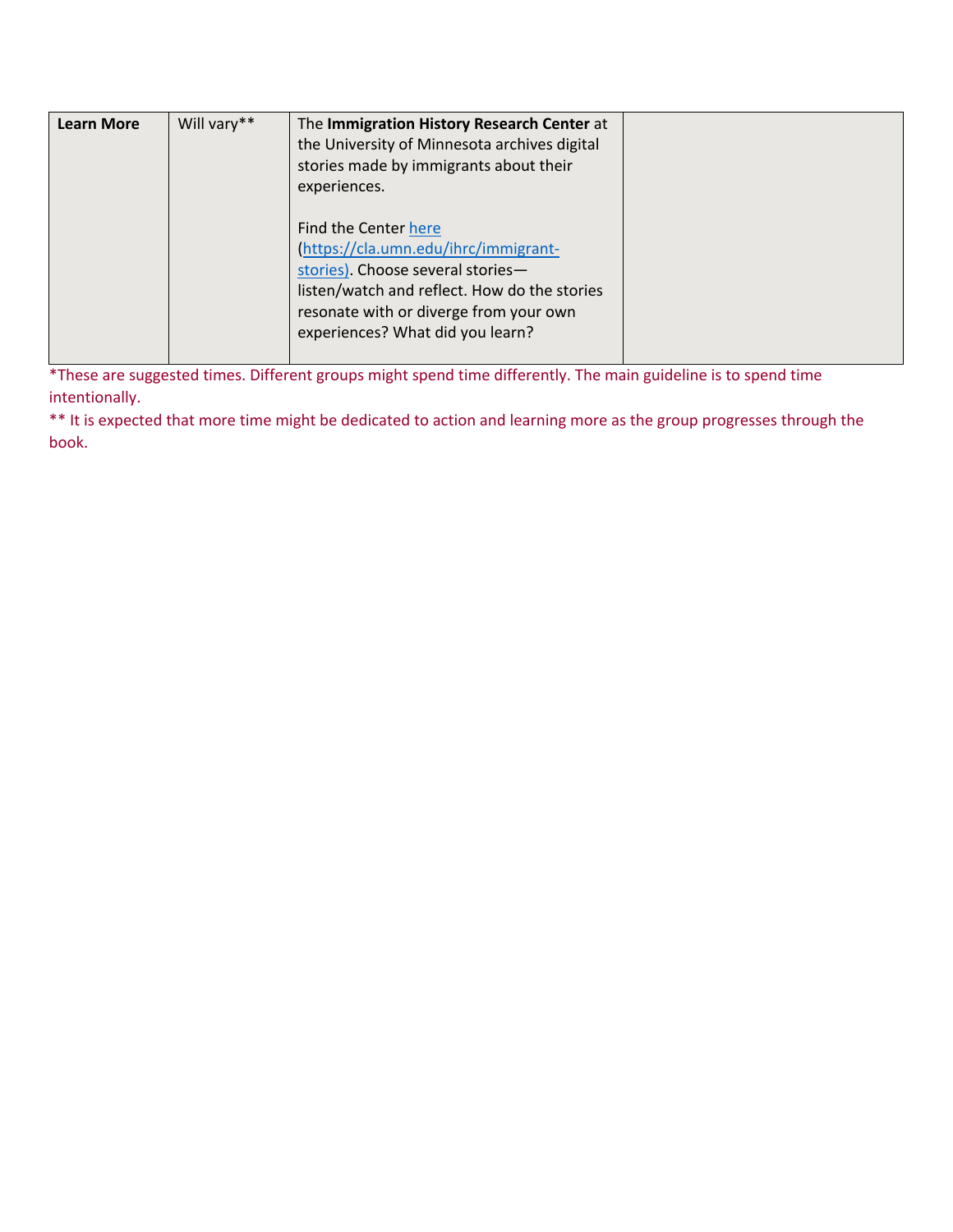| | | | |
|---|---|---|---|
| **Learn More** | Will vary** | The **Immigration History Research Center** at the University of Minnesota archives digital stories made by immigrants about their experiences.<br><br>Find the Center [here](https://cla.umn.edu/ihrc/immigrant-stories) (https://cla.umn.edu/ihrc/immigrant-stories). Choose several stories—listen/watch and reflect. How do the stories resonate with or diverge from your own experiences? What did you learn? | |

*These are suggested times. Different groups might spend time differently. The main guideline is to spend time intentionally.

** It is expected that more time might be dedicated to action and learning more as the group progresses through the book.